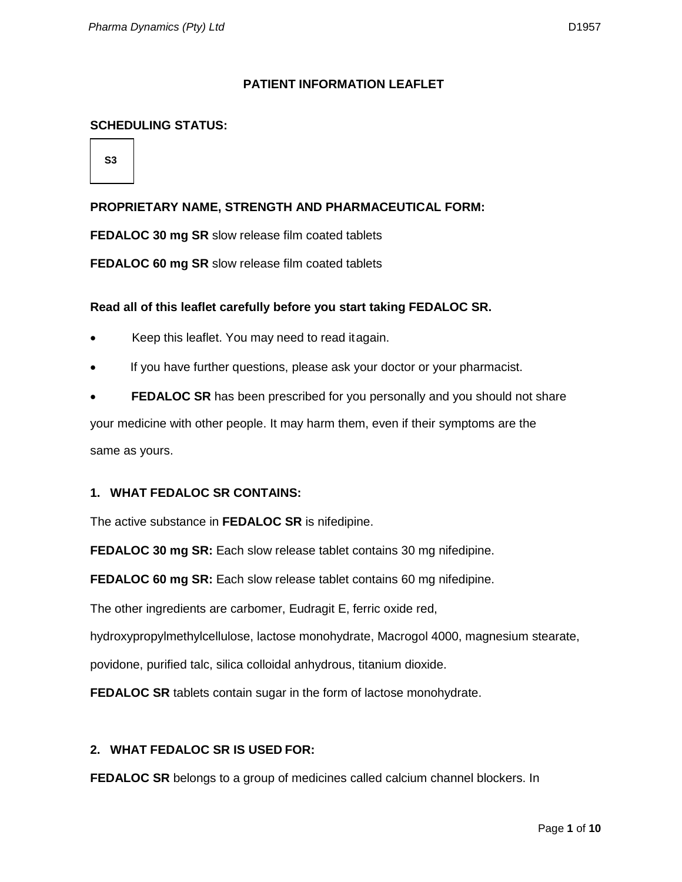# PATIENT INFORMATION LEAFLET

**SCHEDULING STATUS:**

**S3**

**PROPRIETARY NAME, STRENGTH AND PHARMACEUTICAL FORM:**

**FEDALOC 30 mg SR** slow release film coated tablets

**FEDALOC 60 mg SR** slow release film coated tablets

**Read all of this leaflet carefully before you start taking FEDALOC SR.**

- Keep this leaflet. You may need to read it again.
- If you have further questions, please ask your doctor or your pharmacist.
- **FEDALOC SR** has been prescribed for you personally and you should not share your medicine with other people. It may harm them, even if their symptoms are the same as yours.

## 1. WHAT FEDALOC SR CONTAINS:

The active substance in **FEDALOC SR** is nifedipine.

**FEDALOC 30 mg SR:** Each slow release tablet contains 30 mg nifedipine.

**FEDALOC 60 mg SR:** Each slow release tablet contains 60 mg nifedipine.

The other ingredients are carbomer, Eudragit E, ferric oxide red, hydroxypropylmethylcellulose, lactose monohydrate, Macrogol 4000, magnesium stearate, povidone, purified talc, silica colloidal anhydrous, titanium dioxide.

**FEDALOC SR** tablets contain sugar in the form of lactose monohydrate.

## 2. WHAT FEDALOC SR IS USED FOR:

**FEDALOC SR** belongs to a group of medicines called calcium channel blockers. In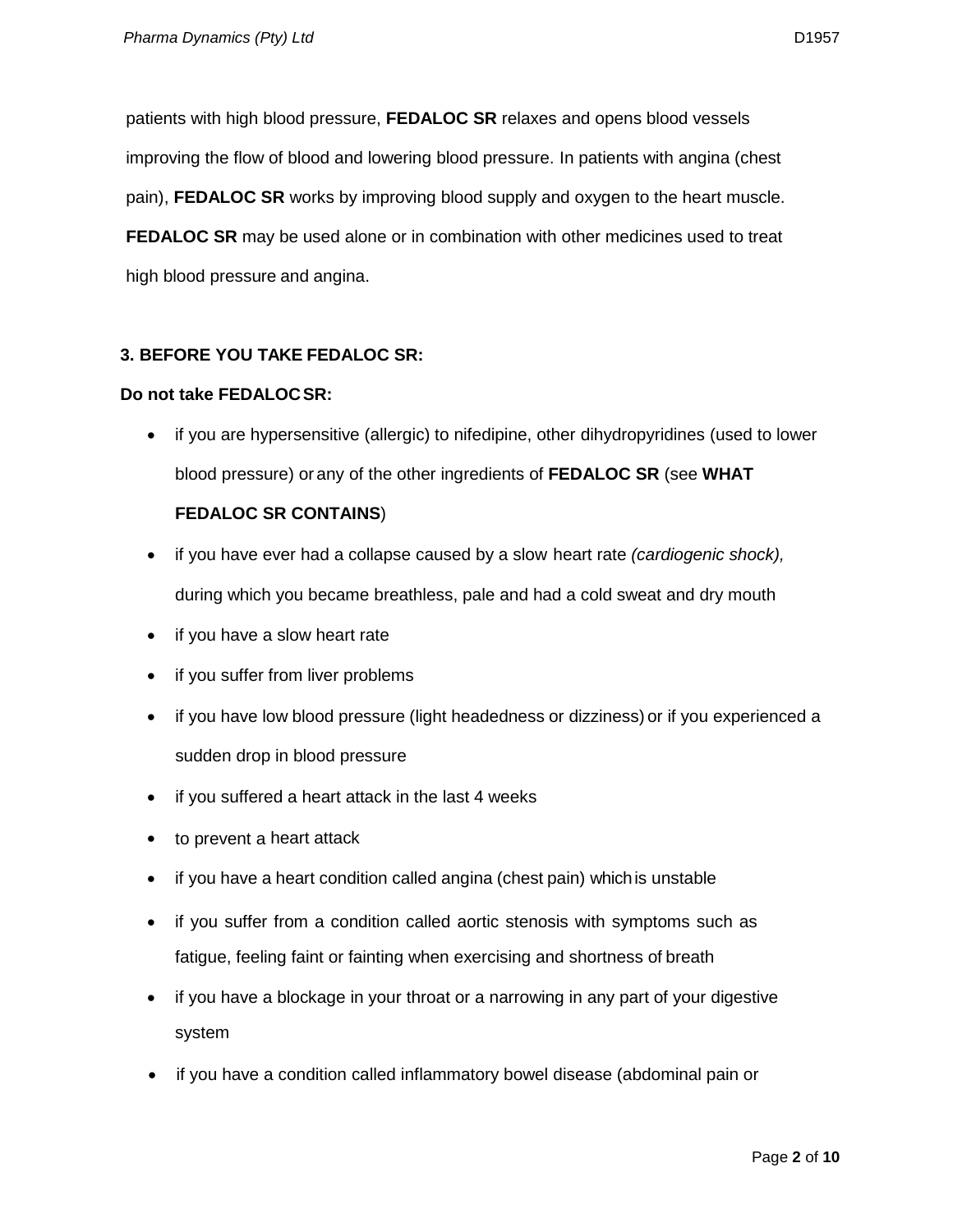patients with high blood pressure, **FEDALOC SR** relaxes and opens blood vessels improving the flow of blood and lowering blood pressure. In patients with angina (chest pain), **FEDALOC SR** works by improving blood supply and oxygen to the heart muscle. **FEDALOC SR** may be used alone or in combination with other medicines used to treat high blood pressure and angina.

## 3. BEFORE YOU TAKE FEDALOC SR:

**Do not take FEDALOC SR:**

- if you are hypersensitive (allergic) to nifedipine, other dihydropyridines (used to lower blood pressure) or any of the other ingredients of **FEDALOC SR** (see **WHAT FEDALOC SR CONTAINS**)
- if you have ever had a collapse caused by a slow heart rate *(cardiogenic shock),* during which you became breathless, pale and had a cold sweat and dry mouth
- if you have a slow heart rate
- if you suffer from liver problems
- if you have low blood pressure (light headedness or dizziness) or if you experienced a sudden drop in blood pressure
- if you suffered a heart attack in the last 4 weeks
- to prevent a heart attack
- if you have a heart condition called angina (chest pain) which is unstable
- if you suffer from a condition called aortic stenosis with symptoms such as fatigue, feeling faint or fainting when exercising and shortness of breath
- if you have a blockage in your throat or a narrowing in any part of your digestive system
- if you have a condition called inflammatory bowel disease (abdominal pain or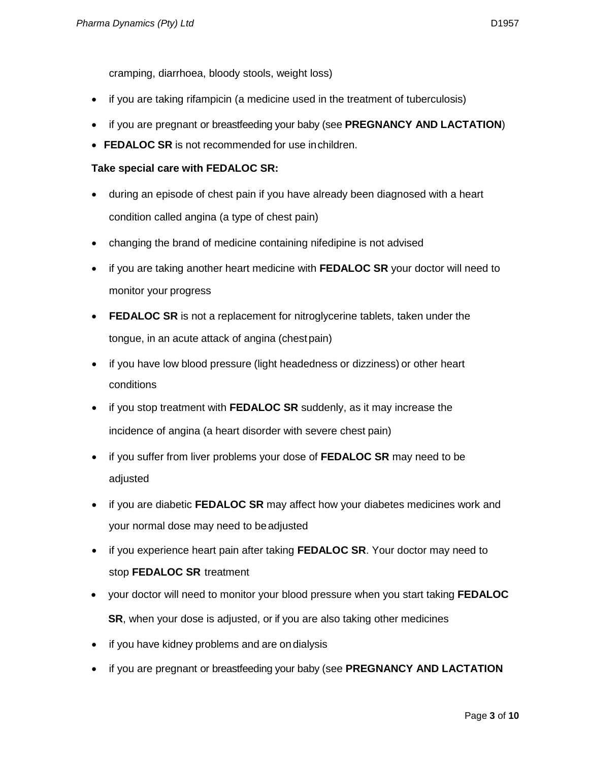cramping, diarrhoea, bloody stools, weight loss)

- if you are taking rifampicin (a medicine used in the treatment of tuberculosis)
- if you are pregnant or breastfeeding your baby (see **PREGNANCY AND LACTATION**)
- **FEDALOC SR** is not recommended for use in children.

**Take special care with FEDALOC SR:**

- during an episode of chest pain if you have already been diagnosed with a heart condition called angina (a type of chest pain)
- changing the brand of medicine containing nifedipine is not advised
- if you are taking another heart medicine with **FEDALOC SR** your doctor will need to monitor your progress
- **FEDALOC SR** is not a replacement for nitroglycerine tablets, taken under the tongue, in an acute attack of angina (chest pain)
- if you have low blood pressure (light headedness or dizziness) or other heart conditions
- if you stop treatment with **FEDALOC SR** suddenly, as it may increase the incidence of angina (a heart disorder with severe chest pain)
- if you suffer from liver problems your dose of **FEDALOC SR** may need to be adjusted
- if you are diabetic **FEDALOC SR** may affect how your diabetes medicines work and your normal dose may need to be adjusted
- if you experience heart pain after taking **FEDALOC SR**. Your doctor may need to stop **FEDALOC SR** treatment
- your doctor will need to monitor your blood pressure when you start taking **FEDALOC SR**, when your dose is adjusted, or if you are also taking other medicines
- if you have kidney problems and are on dialysis
- if you are pregnant or breastfeeding your baby (see **PREGNANCY AND LACTATION**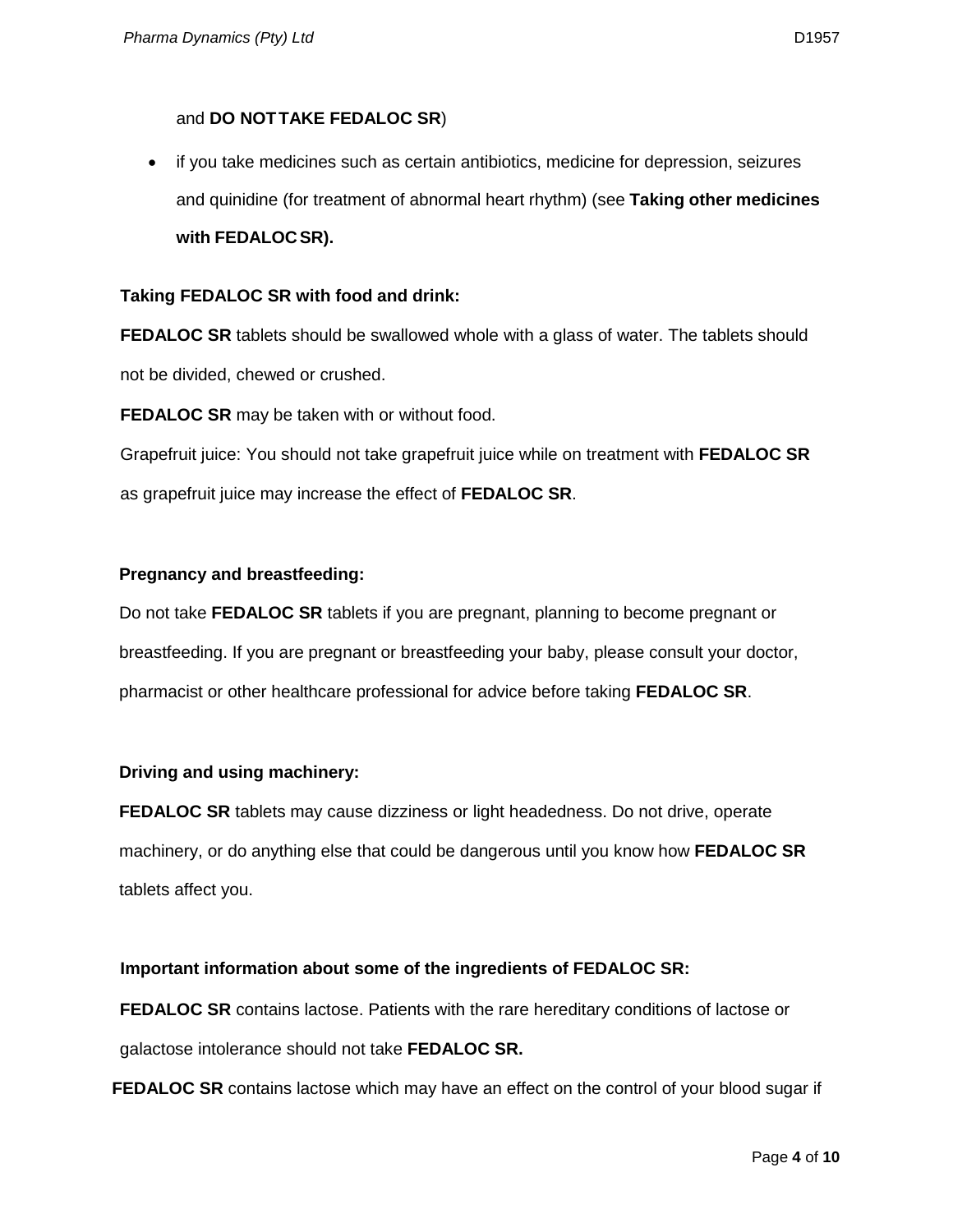and **DO NOT TAKE FEDALOC SR**)

- if you take medicines such as certain antibiotics, medicine for depression, seizures and quinidine (for treatment of abnormal heart rhythm) (see **Taking other medicines with FEDALOC SR).**

**Taking FEDALOC SR with food and drink:**

**FEDALOC SR** tablets should be swallowed whole with a glass of water. The tablets should not be divided, chewed or crushed.

**FEDALOC SR** may be taken with or without food.

Grapefruit juice: You should not take grapefruit juice while on treatment with **FEDALOC SR** as grapefruit juice may increase the effect of **FEDALOC SR**.

**Pregnancy and breastfeeding:**

Do not take **FEDALOC SR** tablets if you are pregnant, planning to become pregnant or breastfeeding. If you are pregnant or breastfeeding your baby, please consult your doctor, pharmacist or other healthcare professional for advice before taking **FEDALOC SR**.

**Driving and using machinery:**

**FEDALOC SR** tablets may cause dizziness or light headedness. Do not drive, operate machinery, or do anything else that could be dangerous until you know how **FEDALOC SR** tablets affect you.

**Important information about some of the ingredients of FEDALOC SR:**

**FEDALOC SR** contains lactose. Patients with the rare hereditary conditions of lactose or galactose intolerance should not take **FEDALOC SR.**

**FEDALOC SR** contains lactose which may have an effect on the control of your blood sugar if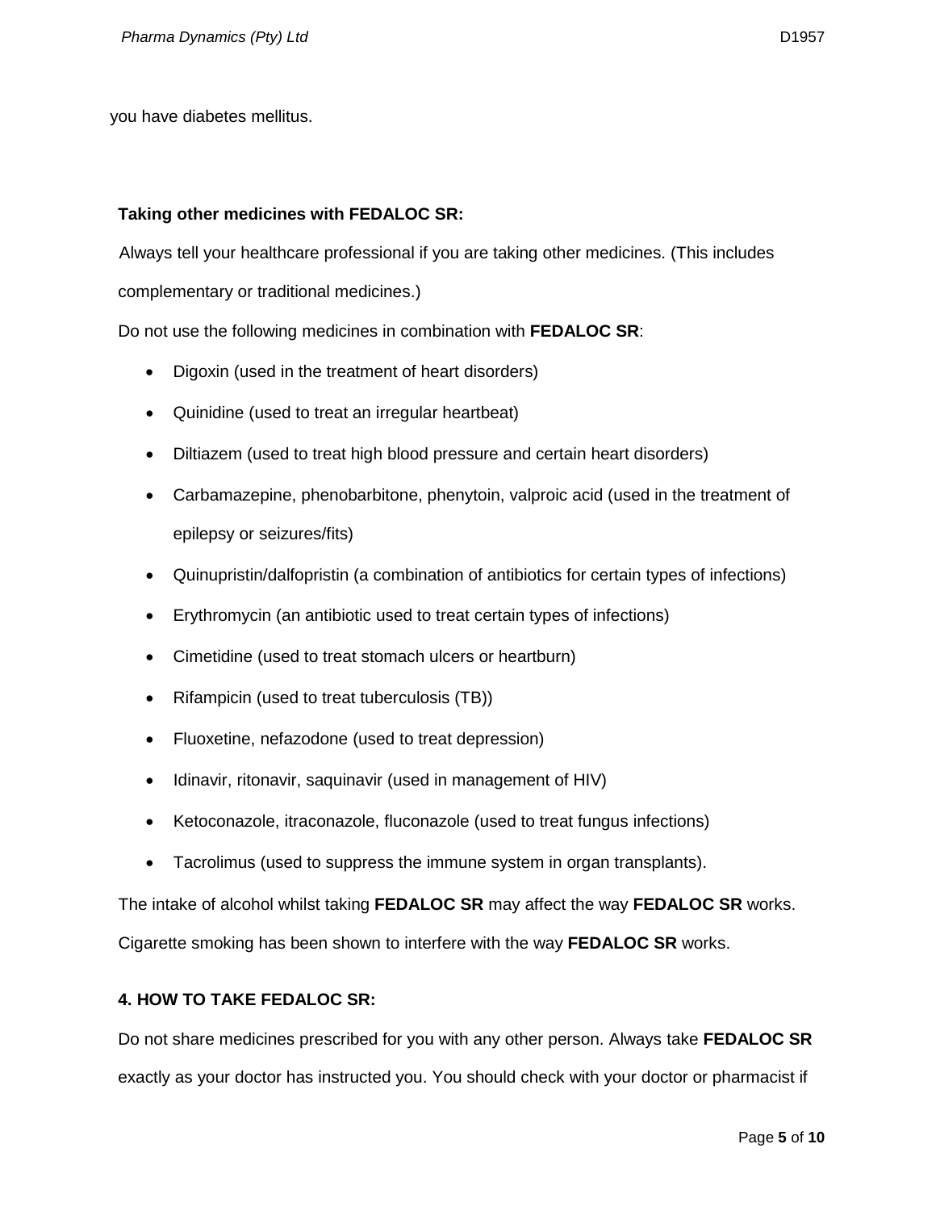you have diabetes mellitus.

**Taking other medicines with FEDALOC SR:**

Always tell your healthcare professional if you are taking other medicines. (This includes complementary or traditional medicines.)

Do not use the following medicines in combination with **FEDALOC SR**:

- Digoxin (used in the treatment of heart disorders)
- Quinidine (used to treat an irregular heartbeat)
- Diltiazem (used to treat high blood pressure and certain heart disorders)
- Carbamazepine, phenobarbitone, phenytoin, valproic acid (used in the treatment of epilepsy or seizures/fits)
- Quinupristin/dalfopristin (a combination of antibiotics for certain types of infections)
- Erythromycin (an antibiotic used to treat certain types of infections)
- Cimetidine (used to treat stomach ulcers or heartburn)
- Rifampicin (used to treat tuberculosis (TB))
- Fluoxetine, nefazodone (used to treat depression)
- Idinavir, ritonavir, saquinavir (used in management of HIV)
- Ketoconazole, itraconazole, fluconazole (used to treat fungus infections)
- Tacrolimus (used to suppress the immune system in organ transplants).

The intake of alcohol whilst taking **FEDALOC SR** may affect the way **FEDALOC SR** works.

Cigarette smoking has been shown to interfere with the way **FEDALOC SR** works.

**4. HOW TO TAKE FEDALOC SR:**

Do not share medicines prescribed for you with any other person. Always take **FEDALOC SR** exactly as your doctor has instructed you. You should check with your doctor or pharmacist if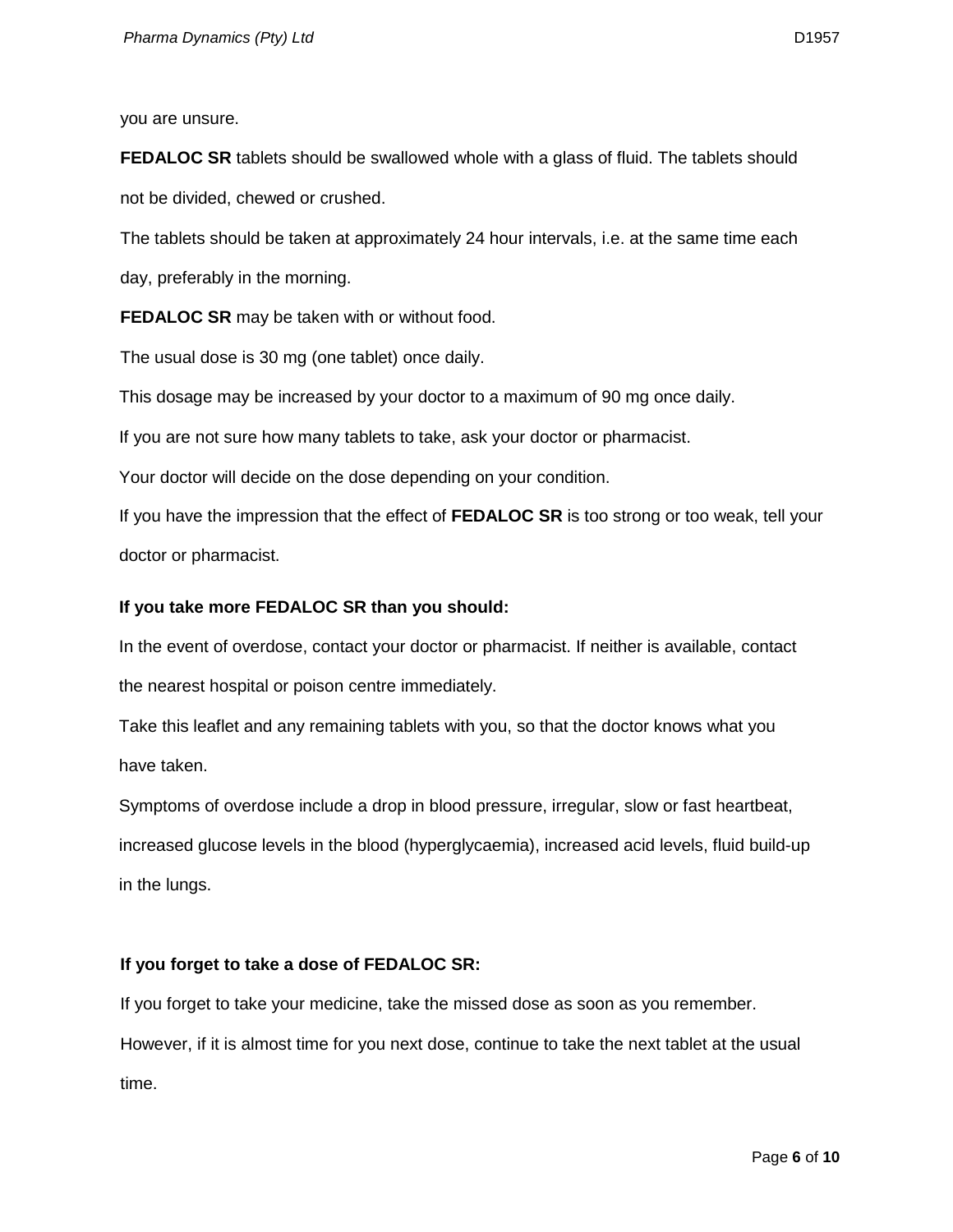you are unsure.

**FEDALOC SR** tablets should be swallowed whole with a glass of fluid. The tablets should not be divided, chewed or crushed.

The tablets should be taken at approximately 24 hour intervals, i.e. at the same time each day, preferably in the morning.

**FEDALOC SR** may be taken with or without food.

The usual dose is 30 mg (one tablet) once daily.

This dosage may be increased by your doctor to a maximum of 90 mg once daily.

If you are not sure how many tablets to take, ask your doctor or pharmacist.

Your doctor will decide on the dose depending on your condition.

If you have the impression that the effect of **FEDALOC SR** is too strong or too weak, tell your doctor or pharmacist.

**If you take more FEDALOC SR than you should:**

In the event of overdose, contact your doctor or pharmacist. If neither is available, contact the nearest hospital or poison centre immediately.

Take this leaflet and any remaining tablets with you, so that the doctor knows what you have taken.

Symptoms of overdose include a drop in blood pressure, irregular, slow or fast heartbeat, increased glucose levels in the blood (hyperglycaemia), increased acid levels, fluid build-up in the lungs.

**If you forget to take a dose of FEDALOC SR:**

If you forget to take your medicine, take the missed dose as soon as you remember. However, if it is almost time for you next dose, continue to take the next tablet at the usual time.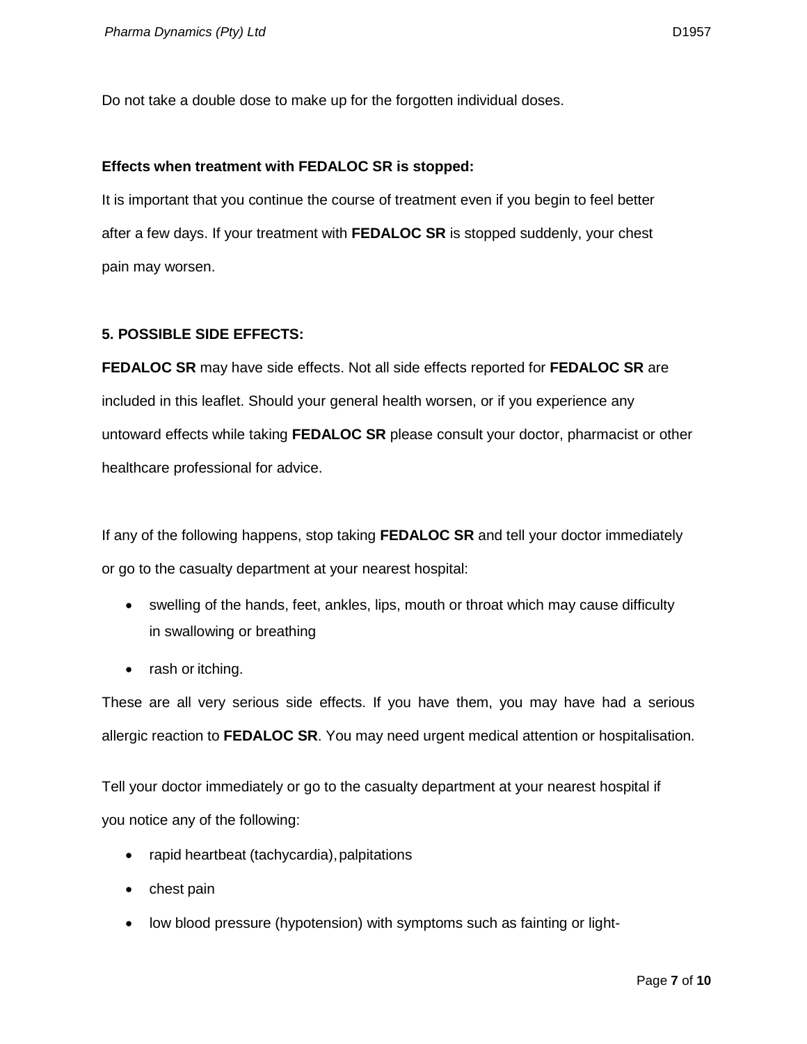Do not take a double dose to make up for the forgotten individual doses.

**Effects when treatment with FEDALOC SR is stopped:**

It is important that you continue the course of treatment even if you begin to feel better after a few days. If your treatment with **FEDALOC SR** is stopped suddenly, your chest pain may worsen.

**5. POSSIBLE SIDE EFFECTS:**

**FEDALOC SR** may have side effects. Not all side effects reported for **FEDALOC SR** are included in this leaflet. Should your general health worsen, or if you experience any untoward effects while taking **FEDALOC SR** please consult your doctor, pharmacist or other healthcare professional for advice.

If any of the following happens, stop taking **FEDALOC SR** and tell your doctor immediately or go to the casualty department at your nearest hospital:

- swelling of the hands, feet, ankles, lips, mouth or throat which may cause difficulty in swallowing or breathing
- rash or itching.

These are all very serious side effects. If you have them, you may have had a serious allergic reaction to **FEDALOC SR**. You may need urgent medical attention or hospitalisation.

Tell your doctor immediately or go to the casualty department at your nearest hospital if you notice any of the following:

- rapid heartbeat (tachycardia), palpitations
- chest pain
- low blood pressure (hypotension) with symptoms such as fainting or light-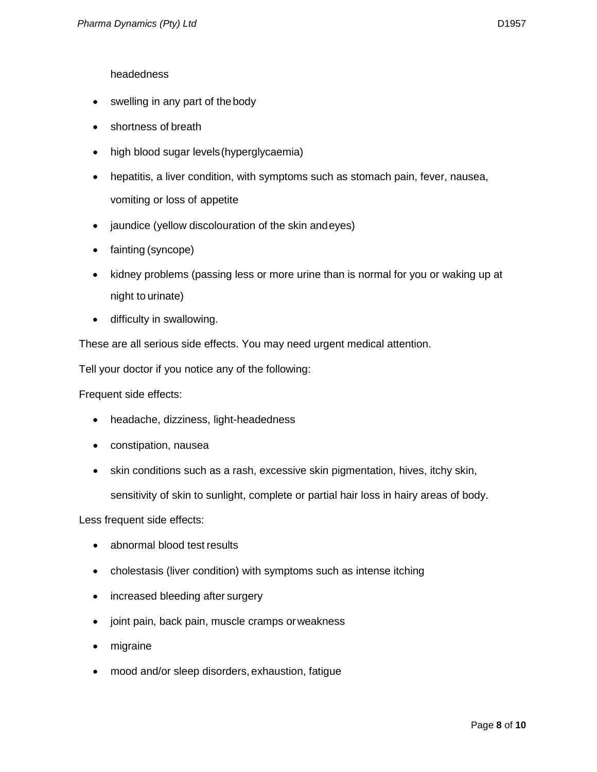headedness

- swelling in any part of the body
- shortness of breath
- high blood sugar levels (hyperglycaemia)
- hepatitis, a liver condition, with symptoms such as stomach pain, fever, nausea, vomiting or loss of appetite
- jaundice (yellow discolouration of the skin and eyes)
- fainting (syncope)
- kidney problems (passing less or more urine than is normal for you or waking up at night to urinate)
- difficulty in swallowing.

These are all serious side effects. You may need urgent medical attention.

Tell your doctor if you notice any of the following:

Frequent side effects:

- headache, dizziness, light-headedness
- constipation, nausea
- skin conditions such as a rash, excessive skin pigmentation, hives, itchy skin, sensitivity of skin to sunlight, complete or partial hair loss in hairy areas of body.

Less frequent side effects:

- abnormal blood test results
- cholestasis (liver condition) with symptoms such as intense itching
- increased bleeding after surgery
- joint pain, back pain, muscle cramps or weakness
- migraine
- mood and/or sleep disorders, exhaustion, fatigue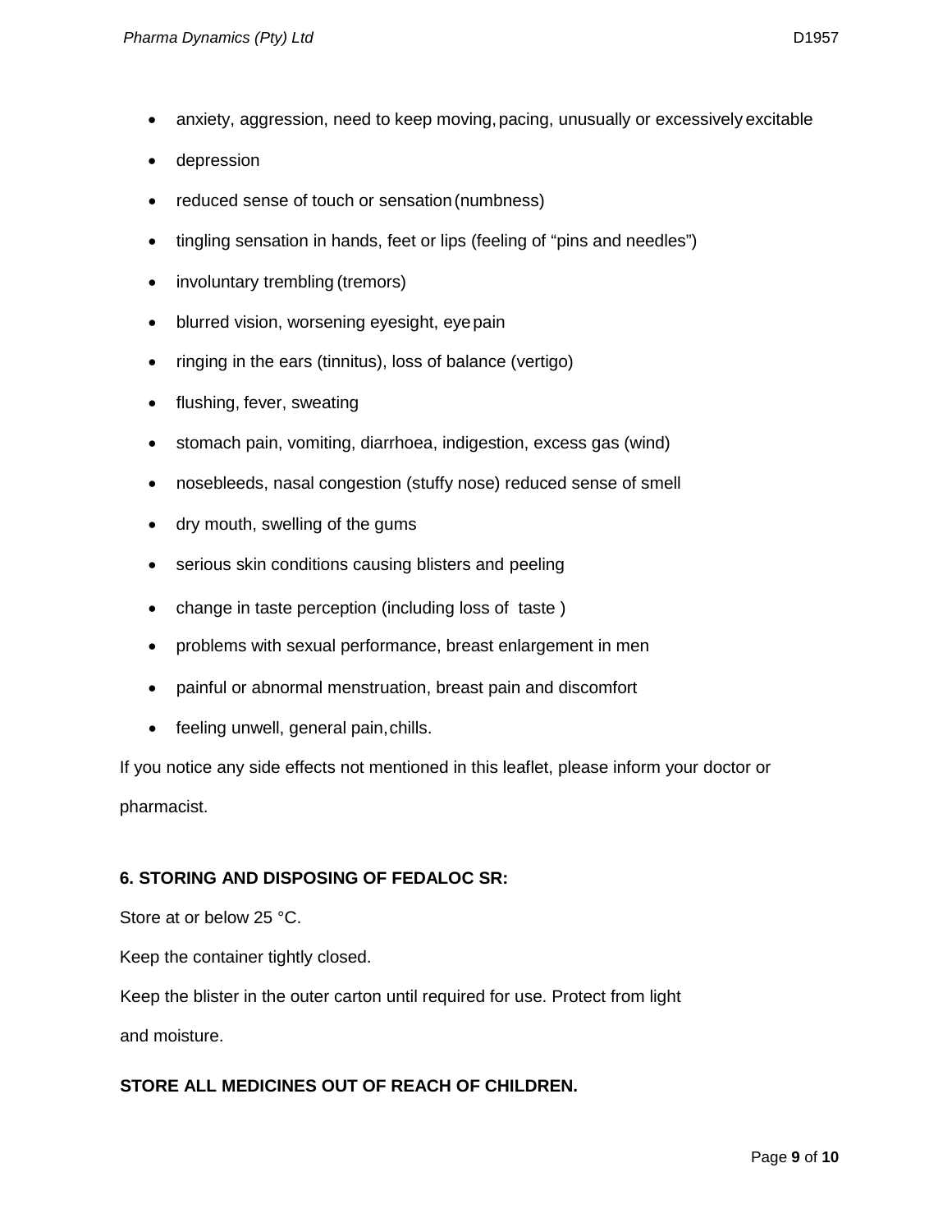- anxiety, aggression, need to keep moving, pacing, unusually or excessively excitable
- depression
- reduced sense of touch or sensation (numbness)
- tingling sensation in hands, feet or lips (feeling of "pins and needles")
- involuntary trembling (tremors)
- blurred vision, worsening eyesight, eye pain
- ringing in the ears (tinnitus), loss of balance (vertigo)
- flushing, fever, sweating
- stomach pain, vomiting, diarrhoea, indigestion, excess gas (wind)
- nosebleeds, nasal congestion (stuffy nose) reduced sense of smell
- dry mouth, swelling of the gums
- serious skin conditions causing blisters and peeling
- change in taste perception (including loss of taste )
- problems with sexual performance, breast enlargement in men
- painful or abnormal menstruation, breast pain and discomfort
- feeling unwell, general pain, chills.

If you notice any side effects not mentioned in this leaflet, please inform your doctor or pharmacist.

**6. STORING AND DISPOSING OF FEDALOC SR:**

Store at or below 25 °C.

Keep the container tightly closed.

Keep the blister in the outer carton until required for use. Protect from light and moisture.

**STORE ALL MEDICINES OUT OF REACH OF CHILDREN.**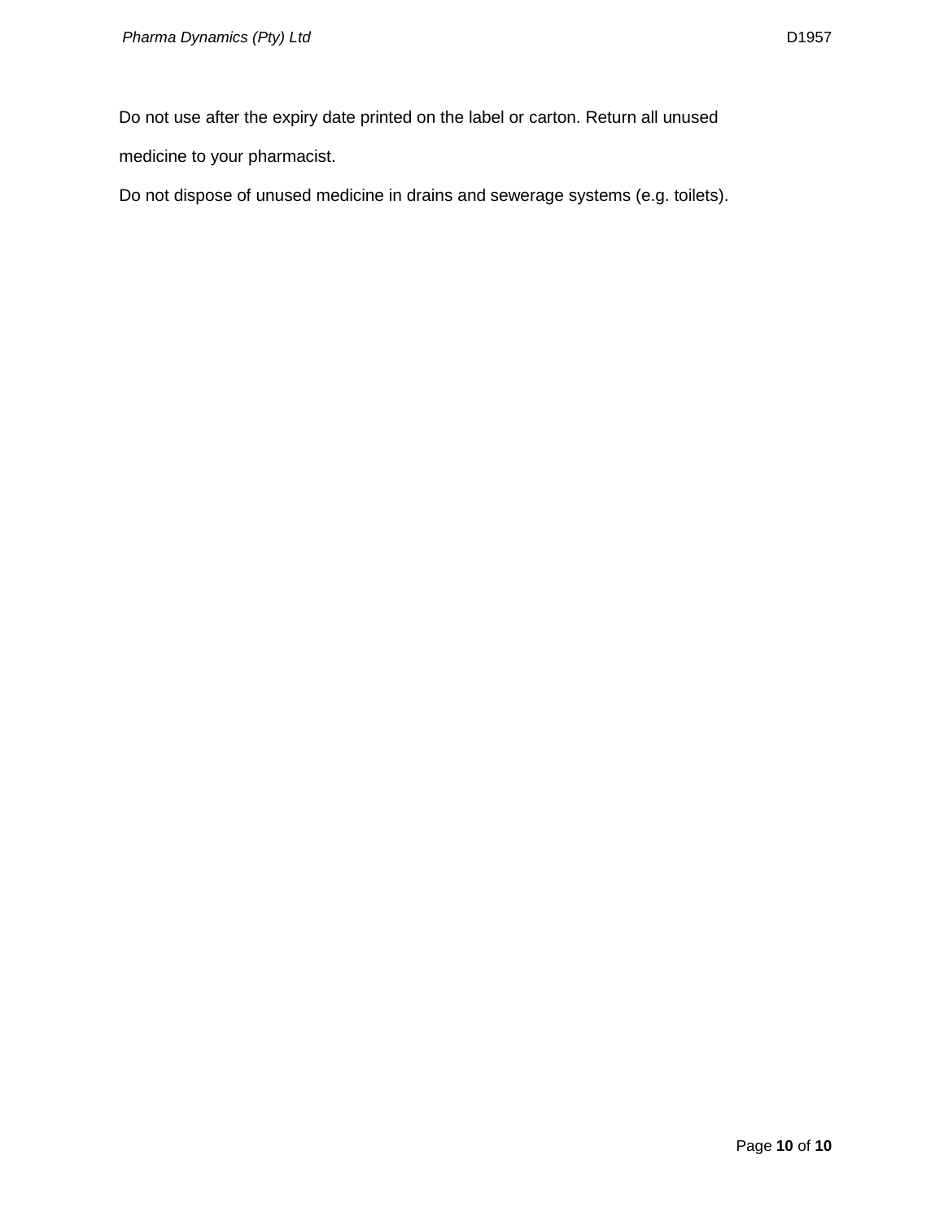Do not use after the expiry date printed on the label or carton. Return all unused medicine to your pharmacist.

Do not dispose of unused medicine in drains and sewerage systems (e.g. toilets).